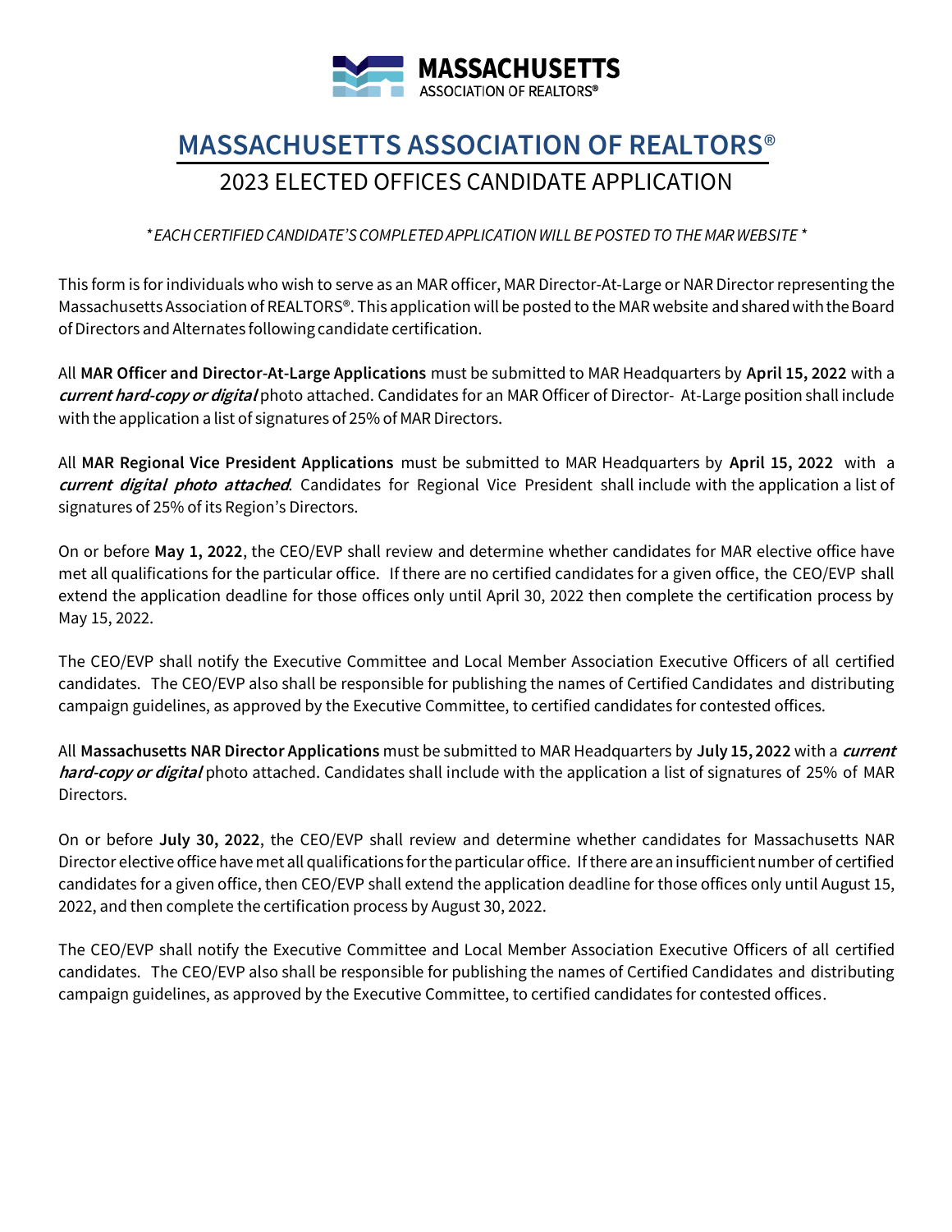# MASSACHUSETTS ASSOCIATION OF REALTORS®

## 2023 ELECTED OFFICES CANDIDATE APPLICATION

*\* EACH CERTIFIED CANDIDATE'S COMPLETED APPLICATION WILL BE POSTED TO THE MAR WEBSITE \**

This form is for individuals who wish to serve as an MAR officer, MAR Director-At-Large or NAR Director representing the Massachusetts Association of REALTORS®. This application will be posted to the MAR website and shared with the Board of Directors and Alternates following candidate certification.

All **MAR Officer and Director-At-Large Applications** must be submitted to MAR Headquarters by **April 15, 2022** with a ***current hard-copy or digital*** photo attached. Candidates for an MAR Officer of Director- At-Large position shall include with the application a list of signatures of 25% of MAR Directors.

All **MAR Regional Vice President Applications** must be submitted to MAR Headquarters by **April 15, 2022** with a ***current digital photo attached***. Candidates for Regional Vice President shall include with the application a list of signatures of 25% of its Region's Directors.

On or before **May 1, 2022**, the CEO/EVP shall review and determine whether candidates for MAR elective office have met all qualifications for the particular office. If there are no certified candidates for a given office, the CEO/EVP shall extend the application deadline for those offices only until April 30, 2022 then complete the certification process by May 15, 2022.

The CEO/EVP shall notify the Executive Committee and Local Member Association Executive Officers of all certified candidates. The CEO/EVP also shall be responsible for publishing the names of Certified Candidates and distributing campaign guidelines, as approved by the Executive Committee, to certified candidates for contested offices.

All **Massachusetts NAR Director Applications** must be submitted to MAR Headquarters by **July 15, 2022** with a ***current hard-copy or digital*** photo attached. Candidates shall include with the application a list of signatures of 25% of MAR Directors.

On or before **July 30, 2022**, the CEO/EVP shall review and determine whether candidates for Massachusetts NAR Director elective office have met all qualifications for the particular office. If there are an insufficient number of certified candidates for a given office, then CEO/EVP shall extend the application deadline for those offices only until August 15, 2022, and then complete the certification process by August 30, 2022.

The CEO/EVP shall notify the Executive Committee and Local Member Association Executive Officers of all certified candidates. The CEO/EVP also shall be responsible for publishing the names of Certified Candidates and distributing campaign guidelines, as approved by the Executive Committee, to certified candidates for contested offices.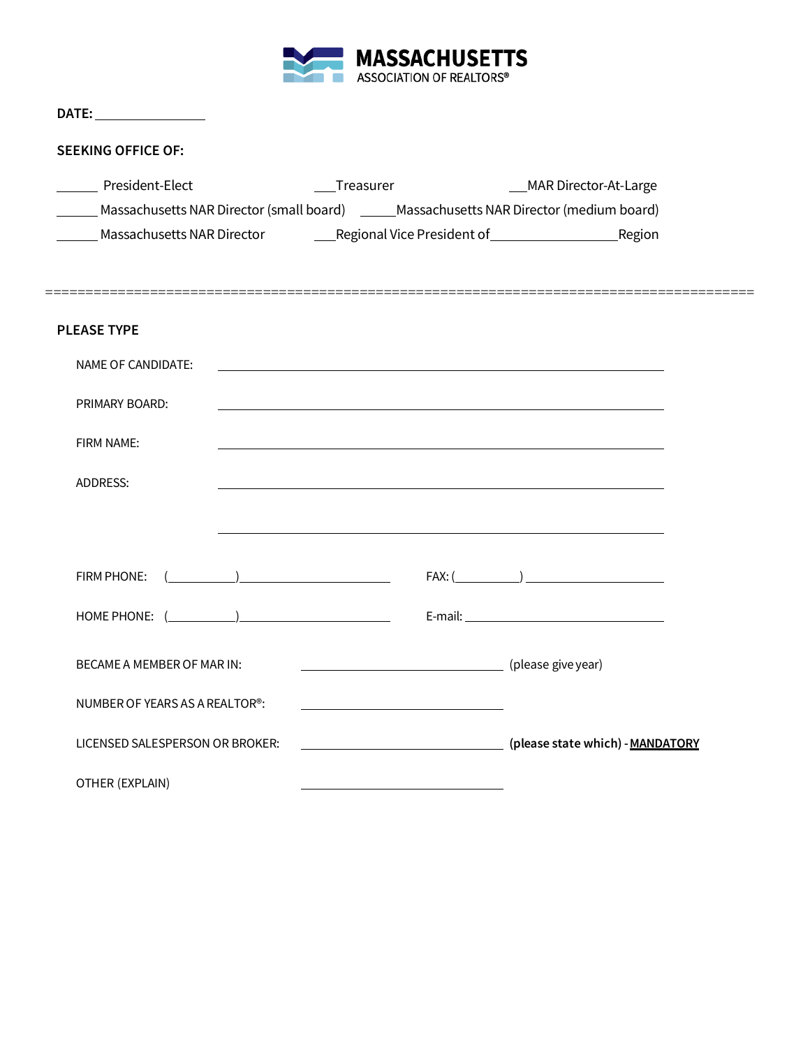**MASSACHUSETTS**
ASSOCIATION OF REALTORS®

**DATE:** ________________

**SEEKING OFFICE OF:**

______ President-Elect ___Treasurer ___MAR Director-At-Large

______ Massachusetts NAR Director (small board) _____Massachusetts NAR Director (medium board)

______ Massachusetts NAR Director ___Regional Vice President of__________________Region

==========================================================================================

**PLEASE TYPE**

NAME OF CANDIDATE: ________________________________________________

PRIMARY BOARD: ________________________________________________

FIRM NAME: ________________________________________________

ADDRESS: ________________________________________________

________________________________________________

FIRM PHONE: (__________)______________________ FAX: (__________) ____________________

HOME PHONE: (__________)______________________ E-mail: ____________________________

BECAME A MEMBER OF MAR IN: ____________________________ (please give year)

NUMBER OF YEARS AS A REALTOR®: ____________________________

LICENSED SALESPERSON OR BROKER: ____________________________ **(please state which) - MANDATORY**

OTHER (EXPLAIN) ____________________________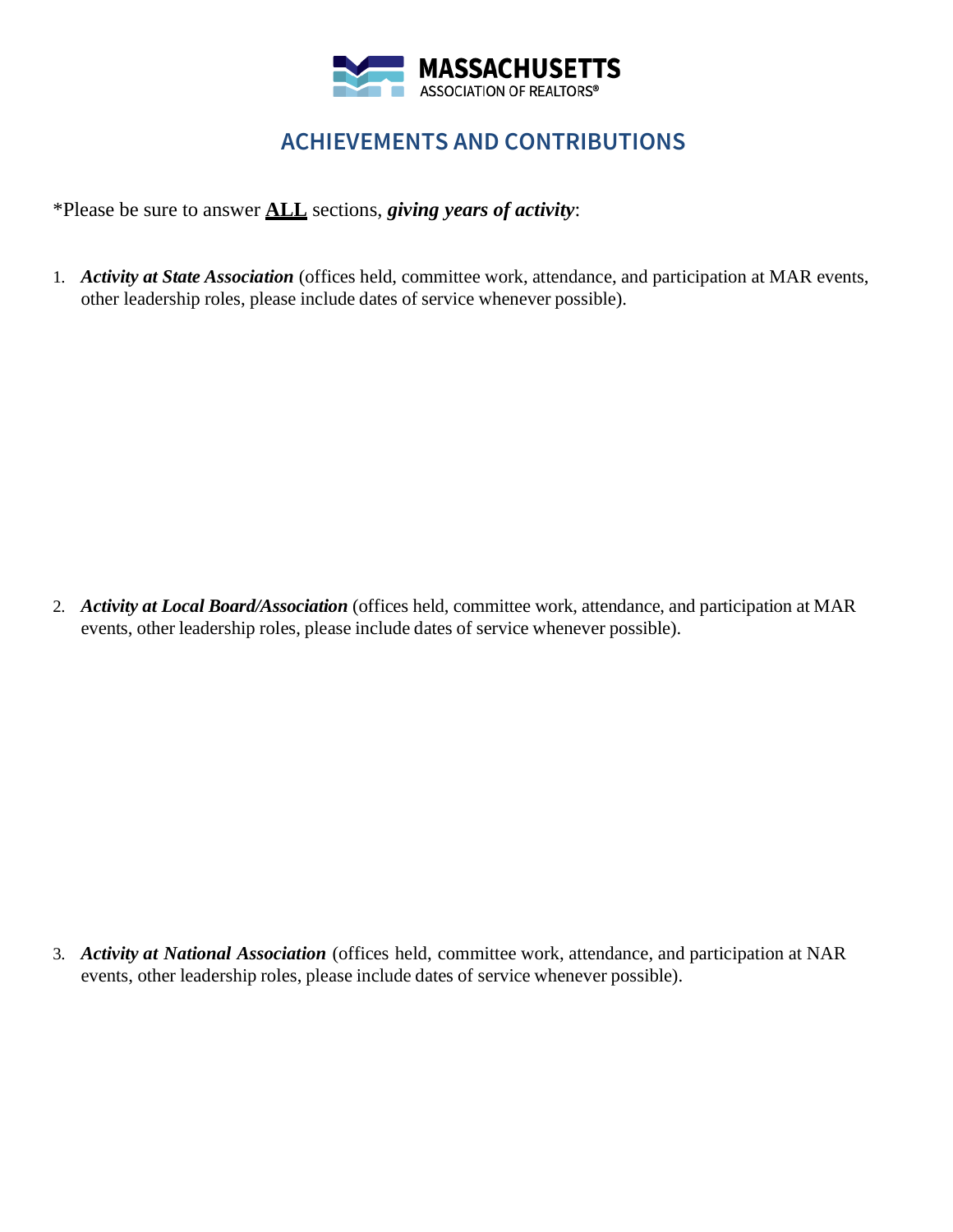MASSACHUSETTS
ASSOCIATION OF REALTORS®

# ACHIEVEMENTS AND CONTRIBUTIONS

*Please be sure to answer **ALL** sections, ***giving years of activity***:

1. ***Activity at State Association*** (offices held, committee work, attendance, and participation at MAR events, other leadership roles, please include dates of service whenever possible).

2. ***Activity at Local Board/Association*** (offices held, committee work, attendance, and participation at MAR events, other leadership roles, please include dates of service whenever possible).

3. ***Activity at National Association*** (offices held, committee work, attendance, and participation at NAR events, other leadership roles, please include dates of service whenever possible).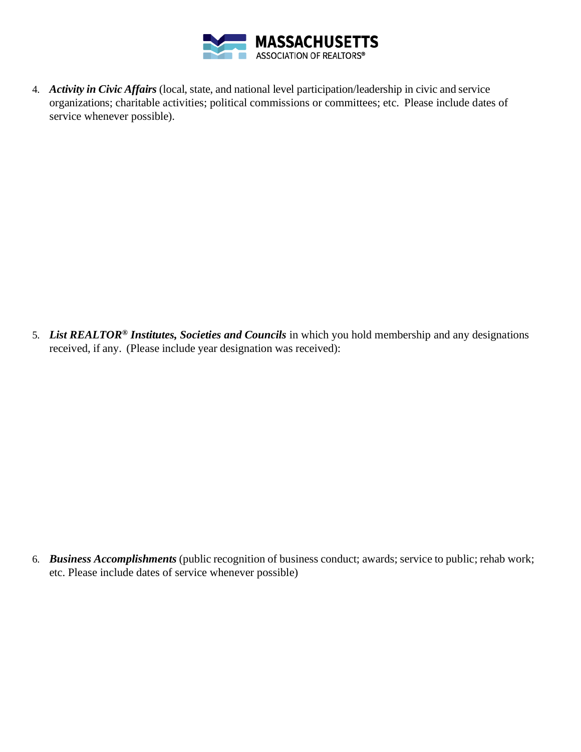4. ***Activity in Civic Affairs*** (local, state, and national level participation/leadership in civic and service organizations; charitable activities; political commissions or committees; etc. Please include dates of service whenever possible).

5. ***List REALTOR® Institutes, Societies and Councils*** in which you hold membership and any designations received, if any. (Please include year designation was received):

6. ***Business Accomplishments*** (public recognition of business conduct; awards; service to public; rehab work; etc. Please include dates of service whenever possible)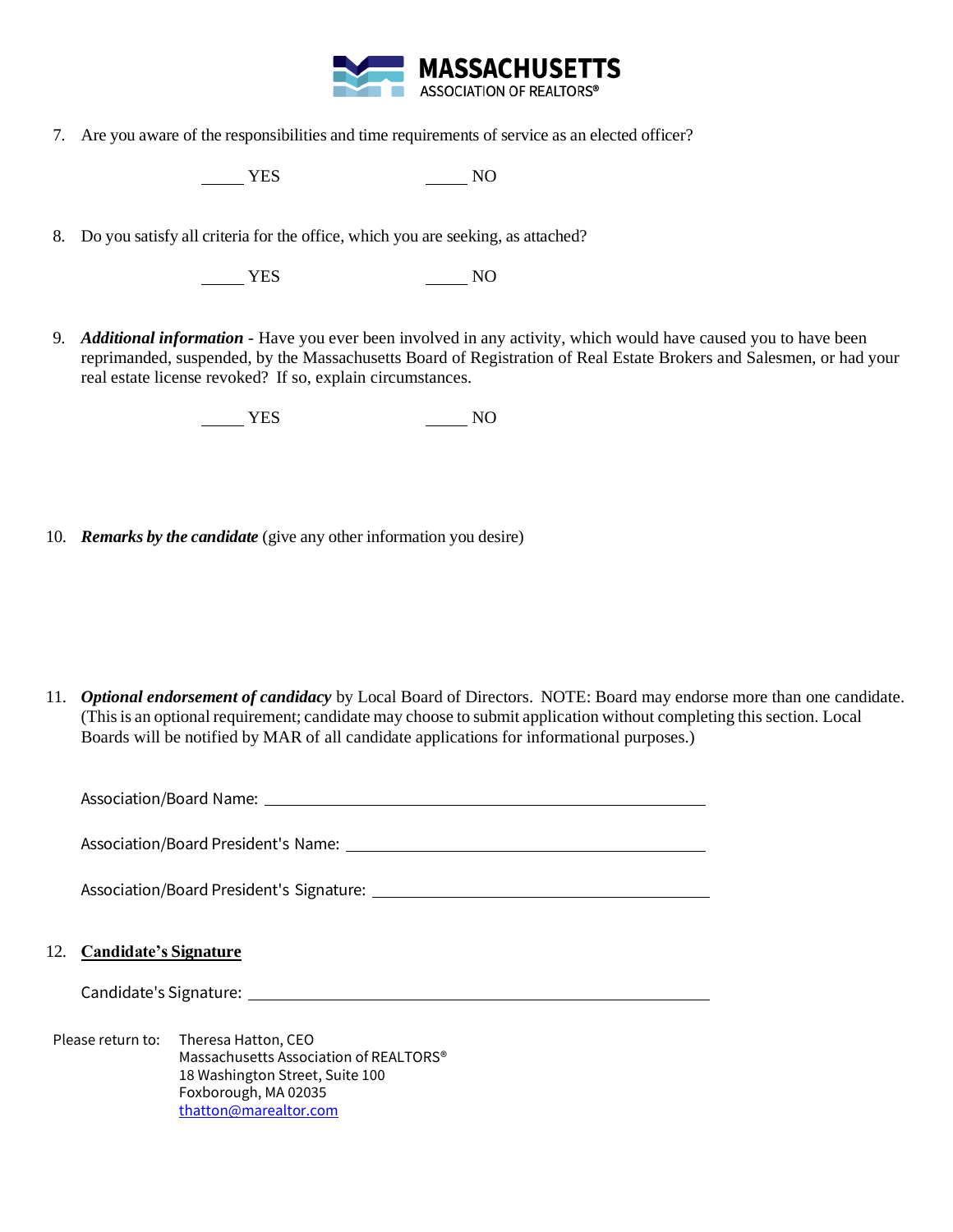7. Are you aware of the responsibilities and time requirements of service as an elected officer?

_____ YES _____ NO

8. Do you satisfy all criteria for the office, which you are seeking, as attached?

_____ YES _____ NO

9. ***Additional information*** - Have you ever been involved in any activity, which would have caused you to have been reprimanded, suspended, by the Massachusetts Board of Registration of Real Estate Brokers and Salesmen, or had your real estate license revoked? If so, explain circumstances.

_____ YES _____ NO

10. ***Remarks by the candidate*** (give any other information you desire)

11. ***Optional endorsement of candidacy*** by Local Board of Directors. NOTE: Board may endorse more than one candidate. (This is an optional requirement; candidate may choose to submit application without completing this section. Local Boards will be notified by MAR of all candidate applications for informational purposes.)

Association/Board Name: ______________________________________________

Association/Board President's Name: ___________________________________

Association/Board President's Signature: ________________________________

12. **Candidate's Signature**

Candidate's Signature: _______________________________________________

Please return to: Theresa Hatton, CEO
Massachusetts Association of REALTORS®
18 Washington Street, Suite 100
Foxborough, MA 02035
thatton@marealtor.com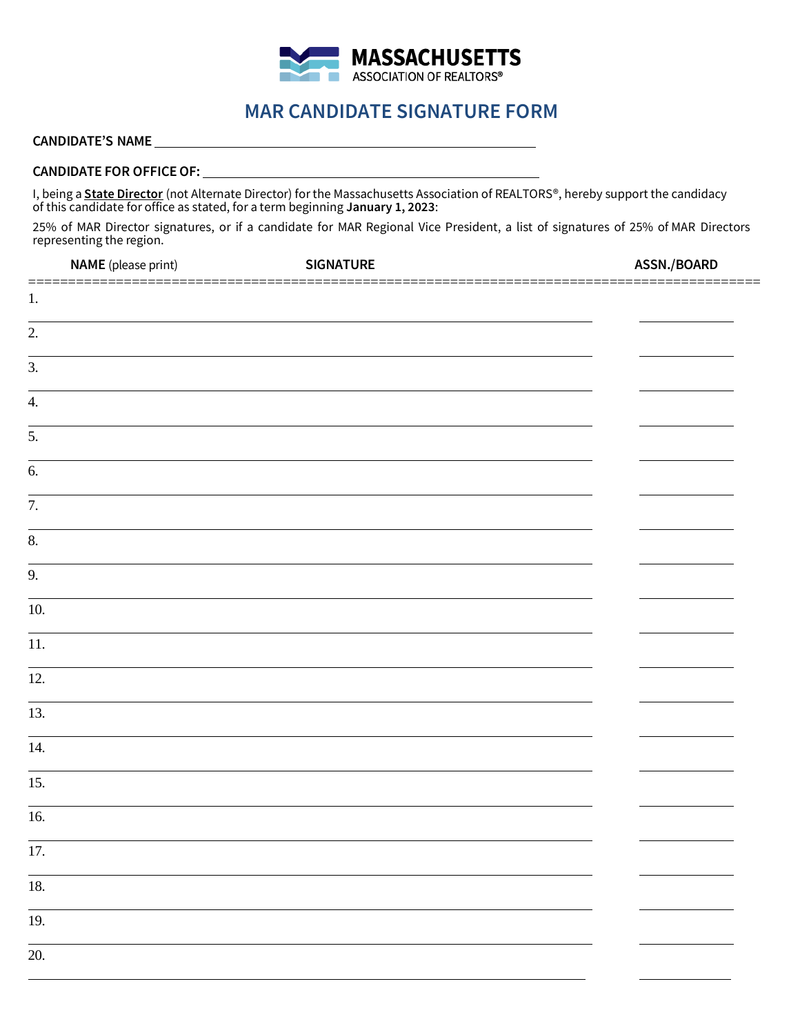MASSACHUSETTS ASSOCIATION OF REALTORS®

# MAR CANDIDATE SIGNATURE FORM

**CANDIDATE'S NAME** ______________________________________________

**CANDIDATE FOR OFFICE OF:** ______________________________________________

I, being a **State Director** (not Alternate Director) for the Massachusetts Association of REALTORS®, hereby support the candidacy of this candidate for office as stated, for a term beginning **January 1, 2023**:

25% of MAR Director signatures, or if a candidate for MAR Regional Vice President, a list of signatures of 25% of MAR Directors representing the region.

| | **NAME** (please print) | **SIGNATURE** | **ASSN./BOARD** |
|---|---|---|---|
| 1. | | | |
| 2. | | | |
| 3. | | | |
| 4. | | | |
| 5. | | | |
| 6. | | | |
| 7. | | | |
| 8. | | | |
| 9. | | | |
| 10. | | | |
| 11. | | | |
| 12. | | | |
| 13. | | | |
| 14. | | | |
| 15. | | | |
| 16. | | | |
| 17. | | | |
| 18. | | | |
| 19. | | | |
| 20. | | | |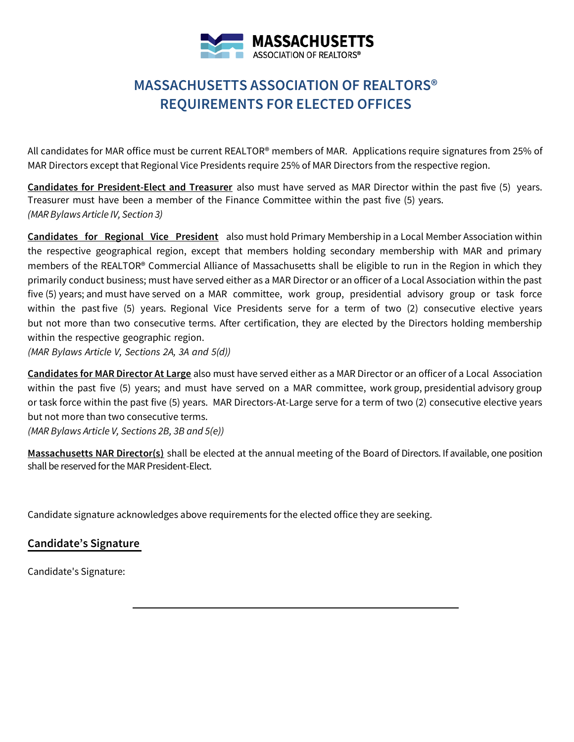MASSACHUSETTS
ASSOCIATION OF REALTORS®

# MASSACHUSETTS ASSOCIATION OF REALTORS®
# REQUIREMENTS FOR ELECTED OFFICES

All candidates for MAR office must be current REALTOR® members of MAR. Applications require signatures from 25% of MAR Directors except that Regional Vice Presidents require 25% of MAR Directors from the respective region.

**Candidates for President-Elect and Treasurer** also must have served as MAR Director within the past five (5) years. Treasurer must have been a member of the Finance Committee within the past five (5) years.
*(MAR Bylaws Article IV, Section 3)*

**Candidates for Regional Vice President** also must hold Primary Membership in a Local Member Association within the respective geographical region, except that members holding secondary membership with MAR and primary members of the REALTOR® Commercial Alliance of Massachusetts shall be eligible to run in the Region in which they primarily conduct business; must have served either as a MAR Director or an officer of a Local Association within the past five (5) years; and must have served on a MAR committee, work group, presidential advisory group or task force within the past five (5) years. Regional Vice Presidents serve for a term of two (2) consecutive elective years but not more than two consecutive terms. After certification, they are elected by the Directors holding membership within the respective geographic region.
*(MAR Bylaws Article V, Sections 2A, 3A and 5(d))*

**Candidates for MAR Director At Large** also must have served either as a MAR Director or an officer of a Local Association within the past five (5) years; and must have served on a MAR committee, work group, presidential advisory group or task force within the past five (5) years. MAR Directors-At-Large serve for a term of two (2) consecutive elective years but not more than two consecutive terms.
*(MAR Bylaws Article V, Sections 2B, 3B and 5(e))*

**Massachusetts NAR Director(s)** shall be elected at the annual meeting of the Board of Directors. If available, one position shall be reserved for the MAR President-Elect.

Candidate signature acknowledges above requirements for the elected office they are seeking.

## Candidate's Signature

Candidate's Signature:

______________________________________________